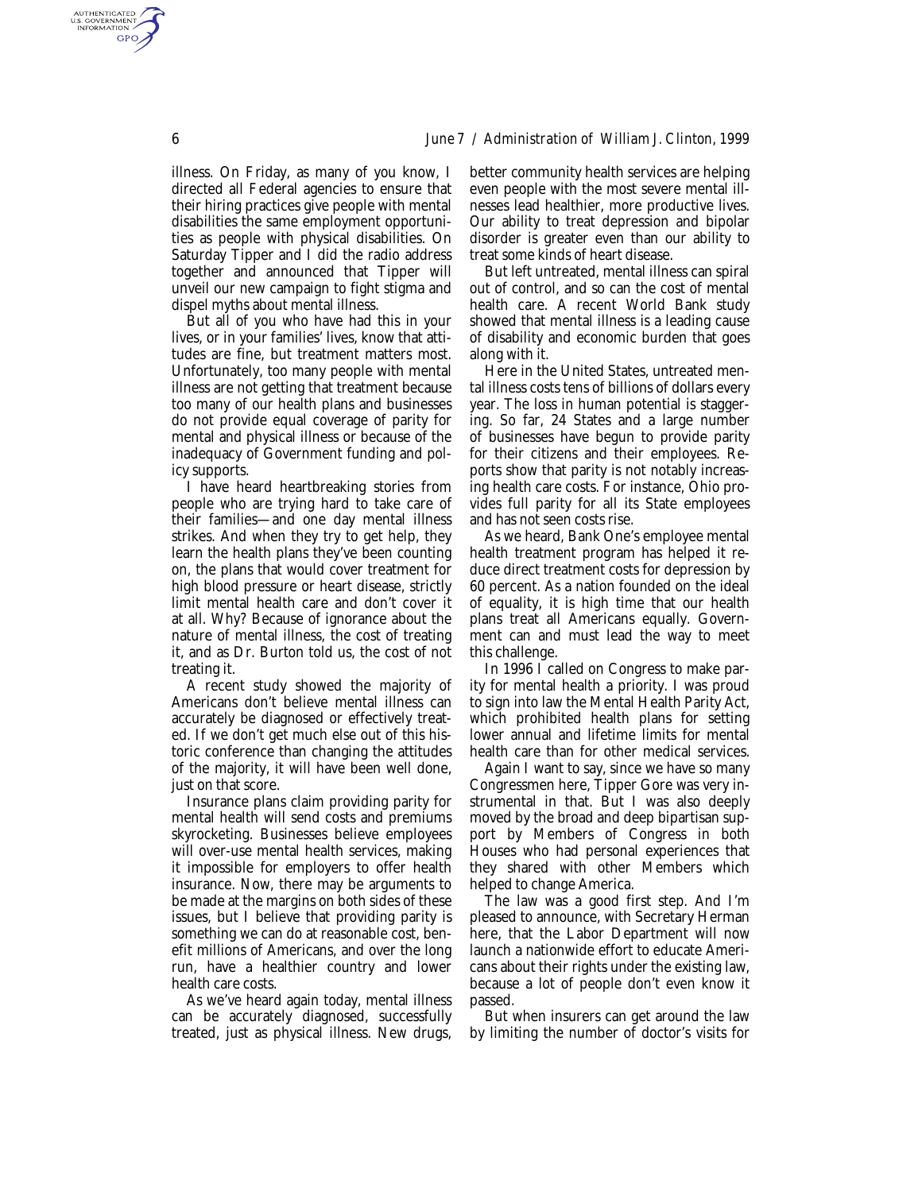illness. On Friday, as many of you know, I directed all Federal agencies to ensure that their hiring practices give people with mental disabilities the same employment opportunities as people with physical disabilities. On Saturday Tipper and I did the radio address together and announced that Tipper will unveil our new campaign to fight stigma and dispel myths about mental illness.

But all of you who have had this in your lives, or in your families' lives, know that attitudes are fine, but treatment matters most. Unfortunately, too many people with mental illness are not getting that treatment because too many of our health plans and businesses do not provide equal coverage of parity for mental and physical illness or because of the inadequacy of Government funding and policy supports.

I have heard heartbreaking stories from people who are trying hard to take care of their families—and one day mental illness strikes. And when they try to get help, they learn the health plans they've been counting on, the plans that would cover treatment for high blood pressure or heart disease, strictly limit mental health care and don't cover it at all. Why? Because of ignorance about the nature of mental illness, the cost of treating it, and as Dr. Burton told us, the cost of not treating it.

A recent study showed the majority of Americans don't believe mental illness can accurately be diagnosed or effectively treated. If we don't get much else out of this historic conference than changing the attitudes of the majority, it will have been well done, just on that score.

Insurance plans claim providing parity for mental health will send costs and premiums skyrocketing. Businesses believe employees will over-use mental health services, making it impossible for employers to offer health insurance. Now, there may be arguments to be made at the margins on both sides of these issues, but I believe that providing parity is something we can do at reasonable cost, benefit millions of Americans, and over the long run, have a healthier country and lower health care costs.

As we've heard again today, mental illness can be accurately diagnosed, successfully treated, just as physical illness. New drugs, better community health services are helping even people with the most severe mental illnesses lead healthier, more productive lives. Our ability to treat depression and bipolar disorder is greater even than our ability to treat some kinds of heart disease.

But left untreated, mental illness can spiral out of control, and so can the cost of mental health care. A recent World Bank study showed that mental illness is a leading cause of disability and economic burden that goes along with it.

Here in the United States, untreated mental illness costs tens of billions of dollars every year. The loss in human potential is staggering. So far, 24 States and a large number of businesses have begun to provide parity for their citizens and their employees. Reports show that parity is not notably increasing health care costs. For instance, Ohio provides full parity for all its State employees and has not seen costs rise.

As we heard, Bank One's employee mental health treatment program has helped it reduce direct treatment costs for depression by 60 percent. As a nation founded on the ideal of equality, it is high time that our health plans treat all Americans equally. Government can and must lead the way to meet this challenge.

In 1996 I called on Congress to make parity for mental health a priority. I was proud to sign into law the Mental Health Parity Act, which prohibited health plans for setting lower annual and lifetime limits for mental health care than for other medical services.

Again I want to say, since we have so many Congressmen here, Tipper Gore was very instrumental in that. But I was also deeply moved by the broad and deep bipartisan support by Members of Congress in both Houses who had personal experiences that they shared with other Members which helped to change America.

The law was a good first step. And I'm pleased to announce, with Secretary Herman here, that the Labor Department will now launch a nationwide effort to educate Americans about their rights under the existing law, because a lot of people don't even know it passed.

But when insurers can get around the law by limiting the number of doctor's visits for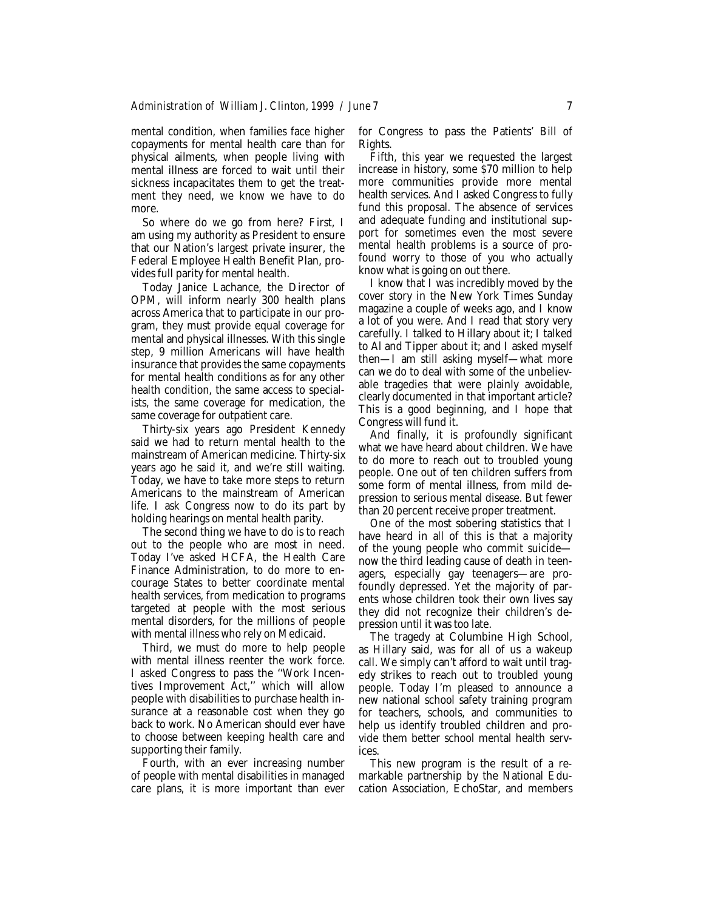mental condition, when families face higher copayments for mental health care than for physical ailments, when people living with mental illness are forced to wait until their sickness incapacitates them to get the treatment they need, we know we have to do more.

So where do we go from here? First, I am using my authority as President to ensure that our Nation's largest private insurer, the Federal Employee Health Benefit Plan, provides full parity for mental health.

Today Janice Lachance, the Director of OPM, will inform nearly 300 health plans across America that to participate in our program, they must provide equal coverage for mental and physical illnesses. With this single step, 9 million Americans will have health insurance that provides the same copayments for mental health conditions as for any other health condition, the same access to specialists, the same coverage for medication, the same coverage for outpatient care.

Thirty-six years ago President Kennedy said we had to return mental health to the mainstream of American medicine. Thirty-six years ago he said it, and we're still waiting. Today, we have to take more steps to return Americans to the mainstream of American life. I ask Congress now to do its part by holding hearings on mental health parity.

The second thing we have to do is to reach out to the people who are most in need. Today I've asked HCFA, the Health Care Finance Administration, to do more to encourage States to better coordinate mental health services, from medication to programs targeted at people with the most serious mental disorders, for the millions of people with mental illness who rely on Medicaid.

Third, we must do more to help people with mental illness reenter the work force. I asked Congress to pass the "Work Incentives Improvement Act," which will allow people with disabilities to purchase health insurance at a reasonable cost when they go back to work. No American should ever have to choose between keeping health care and supporting their family.

Fourth, with an ever increasing number of people with mental disabilities in managed care plans, it is more important than ever for Congress to pass the Patients' Bill of Rights.

Fifth, this year we requested the largest increase in history, some $70 million to help more communities provide more mental health services. And I asked Congress to fully fund this proposal. The absence of services and adequate funding and institutional support for sometimes even the most severe mental health problems is a source of profound worry to those of you who actually know what is going on out there.

I know that I was incredibly moved by the cover story in the New York Times Sunday magazine a couple of weeks ago, and I know a lot of you were. And I read that story very carefully. I talked to Hillary about it; I talked to Al and Tipper about it; and I asked myself then—I am still asking myself—what more can we do to deal with some of the unbelievable tragedies that were plainly avoidable, clearly documented in that important article? This is a good beginning, and I hope that Congress will fund it.

And finally, it is profoundly significant what we have heard about children. We have to do more to reach out to troubled young people. One out of ten children suffers from some form of mental illness, from mild depression to serious mental disease. But fewer than 20 percent receive proper treatment.

One of the most sobering statistics that I have heard in all of this is that a majority of the young people who commit suicide—now the third leading cause of death in teenagers, especially gay teenagers—are profoundly depressed. Yet the majority of parents whose children took their own lives say they did not recognize their children's depression until it was too late.

The tragedy at Columbine High School, as Hillary said, was for all of us a wakeup call. We simply can't afford to wait until tragedy strikes to reach out to troubled young people. Today I'm pleased to announce a new national school safety training program for teachers, schools, and communities to help us identify troubled children and provide them better school mental health services.

This new program is the result of a remarkable partnership by the National Education Association, EchoStar, and members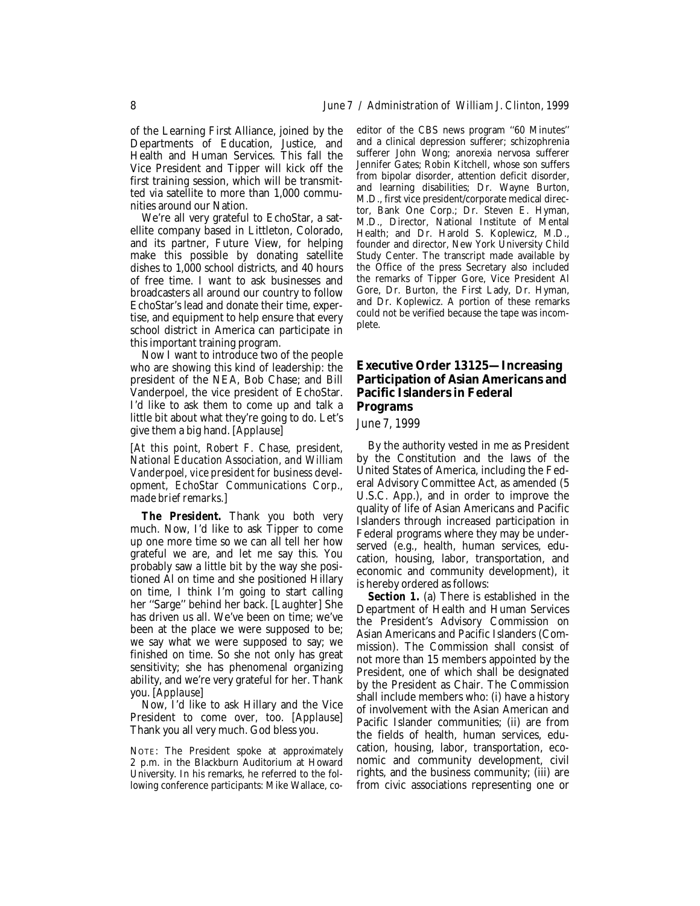of the Learning First Alliance, joined by the Departments of Education, Justice, and Health and Human Services. This fall the Vice President and Tipper will kick off the first training session, which will be transmitted via satellite to more than 1,000 communities around our Nation.

We're all very grateful to EchoStar, a satellite company based in Littleton, Colorado, and its partner, Future View, for helping make this possible by donating satellite dishes to 1,000 school districts, and 40 hours of free time. I want to ask businesses and broadcasters all around our country to follow EchoStar's lead and donate their time, expertise, and equipment to help ensure that every school district in America can participate in this important training program.

Now I want to introduce two of the people who are showing this kind of leadership: the president of the NEA, Bob Chase; and Bill Vanderpoel, the vice president of EchoStar. I'd like to ask them to come up and talk a little bit about what they're going to do. Let's give them a big hand. *[Applause]*

*[At this point, Robert F. Chase, president, National Education Association, and William Vanderpoel, vice president for business development, EchoStar Communications Corp., made brief remarks.]*

**The President.** Thank you both very much. Now, I'd like to ask Tipper to come up one more time so we can all tell her how grateful we are, and let me say this. You probably saw a little bit by the way she positioned Al on time and she positioned Hillary on time, I think I'm going to start calling her ''Sarge'' behind her back. *[Laughter]* She has driven us all. We've been on time; we've been at the place we were supposed to be; we say what we were supposed to say; we finished on time. So she not only has great sensitivity; she has phenomenal organizing ability, and we're very grateful for her. Thank you. *[Applause]*

Now, I'd like to ask Hillary and the Vice President to come over, too. *[Applause]* Thank you all very much. God bless you.

NOTE: The President spoke at approximately 2 p.m. in the Blackburn Auditorium at Howard University. In his remarks, he referred to the following conference participants: Mike Wallace, co-editor of the CBS news program ''60 Minutes'' and a clinical depression sufferer; schizophrenia sufferer John Wong; anorexia nervosa sufferer Jennifer Gates; Robin Kitchell, whose son suffers from bipolar disorder, attention deficit disorder, and learning disabilities; Dr. Wayne Burton, M.D., first vice president/corporate medical director, Bank One Corp.; Dr. Steven E. Hyman, M.D., Director, National Institute of Mental Health; and Dr. Harold S. Koplewicz, M.D., founder and director, New York University Child Study Center. The transcript made available by the Office of the press Secretary also included the remarks of Tipper Gore, Vice President Al Gore, Dr. Burton, the First Lady, Dr. Hyman, and Dr. Koplewicz. A portion of these remarks could not be verified because the tape was incomplete.

## Executive Order 13125—Increasing Participation of Asian Americans and Pacific Islanders in Federal Programs

*June 7, 1999*

By the authority vested in me as President by the Constitution and the laws of the United States of America, including the Federal Advisory Committee Act, as amended (5 U.S.C. App.), and in order to improve the quality of life of Asian Americans and Pacific Islanders through increased participation in Federal programs where they may be underserved (e.g., health, human services, education, housing, labor, transportation, and economic and community development), it is hereby ordered as follows:

**Section 1.** (a) There is established in the Department of Health and Human Services the President's Advisory Commission on Asian Americans and Pacific Islanders (Commission). The Commission shall consist of not more than 15 members appointed by the President, one of which shall be designated by the President as Chair. The Commission shall include members who: (i) have a history of involvement with the Asian American and Pacific Islander communities; (ii) are from the fields of health, human services, education, housing, labor, transportation, economic and community development, civil rights, and the business community; (iii) are from civic associations representing one or